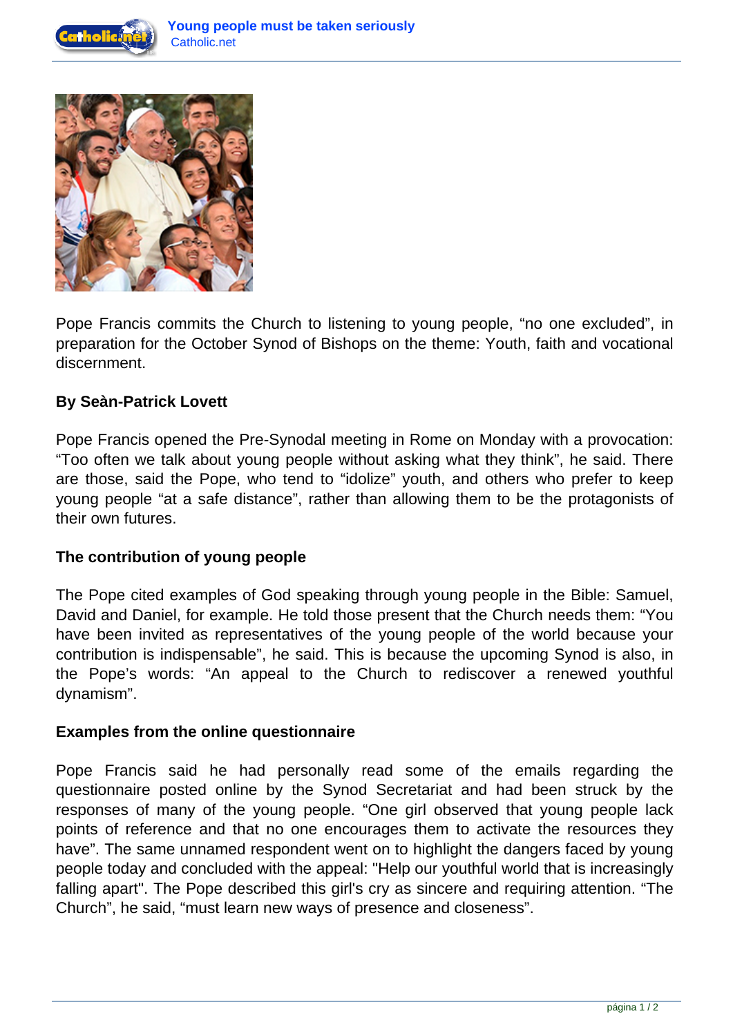Pope Francis commits the Church to listening to young people, “no one excluded”, in preparation for the October Synod of Bishops on the theme: Youth, faith and vocational discernment.

**By Seàn-Patrick Lovett**

Pope Francis opened the Pre-Synodal meeting in Rome on Monday with a provocation: “Too often we talk about young people without asking what they think”, he said. There are those, said the Pope, who tend to “idolize” youth, and others who prefer to keep young people “at a safe distance”, rather than allowing them to be the protagonists of their own futures.

**The contribution of young people**

The Pope cited examples of God speaking through young people in the Bible: Samuel, David and Daniel, for example. He told those present that the Church needs them: “You have been invited as representatives of the young people of the world because your contribution is indispensable”, he said. This is because the upcoming Synod is also, in the Pope’s words: “An appeal to the Church to rediscover a renewed youthful dynamism”.

**Examples from the online questionnaire**

Pope Francis said he had personally read some of the emails regarding the questionnaire posted online by the Synod Secretariat and had been struck by the responses of many of the young people. “One girl observed that young people lack points of reference and that no one encourages them to activate the resources they have”. The same unnamed respondent went on to highlight the dangers faced by young people today and concluded with the appeal: "Help our youthful world that is increasingly falling apart". The Pope described this girl's cry as sincere and requiring attention. “The Church”, he said, “must learn new ways of presence and closeness”.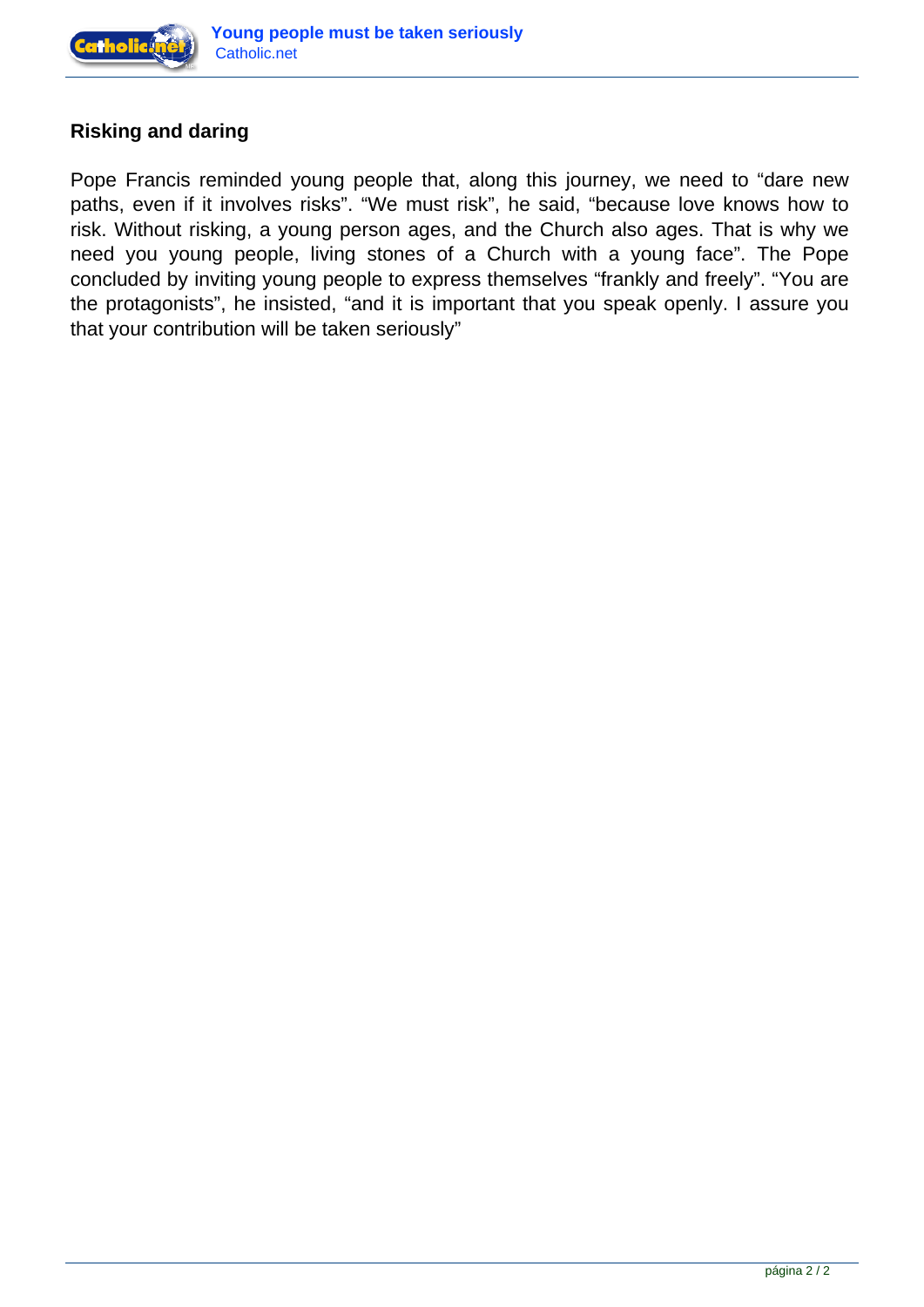## Risking and daring

Pope Francis reminded young people that, along this journey, we need to “dare new paths, even if it involves risks”. “We must risk”, he said, “because love knows how to risk. Without risking, a young person ages, and the Church also ages. That is why we need you young people, living stones of a Church with a young face”. The Pope concluded by inviting young people to express themselves “frankly and freely”. “You are the protagonists”, he insisted, “and it is important that you speak openly. I assure you that your contribution will be taken seriously”